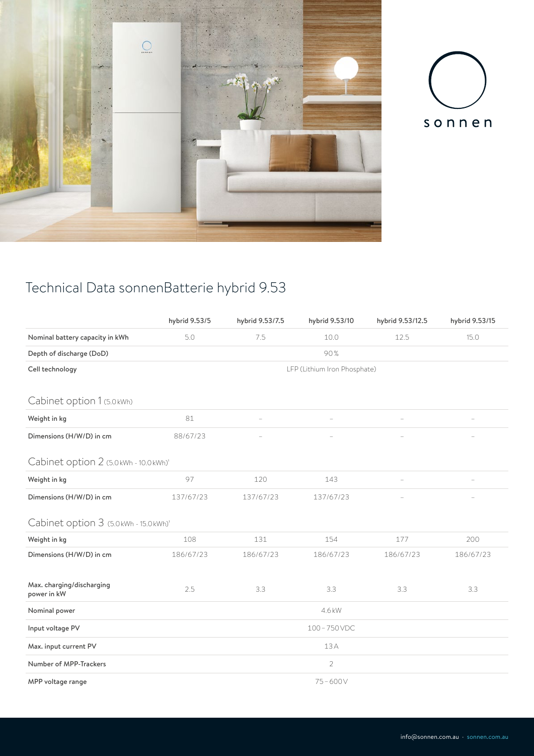sonnen

# Technical Data sonnenBatterie hybrid 9.53

| | hybrid 9.53/5 | hybrid 9.53/7.5 | hybrid 9.53/10 | hybrid 9.53/12.5 | hybrid 9.53/15 |
|---|---|---|---|---|---|
| Nominal battery capacity in kWh | 5.0 | 7.5 | 10.0 | 12.5 | 15.0 |
| Depth of discharge (DoD) | 90% | | | | |
| Cell technology | LFP (Lithium Iron Phosphate) | | | | |
| **Cabinet option 1** (5.0 kWh) | | | | | |
| Weight in kg | 81 | – | – | – | – |
| Dimensions (H/W/D) in cm | 88/67/23 | – | – | – | – |
| **Cabinet option 2** (5.0 kWh - 10.0 kWh)[1] | | | | | |
| Weight in kg | 97 | 120 | 143 | – | – |
| Dimensions (H/W/D) in cm | 137/67/23 | 137/67/23 | 137/67/23 | – | – |
| **Cabinet option 3** (5.0 kWh - 15.0 kWh)[1] | | | | | |
| Weight in kg | 108 | 131 | 154 | 177 | 200 |
| Dimensions (H/W/D) in cm | 186/67/23 | 186/67/23 | 186/67/23 | 186/67/23 | 186/67/23 |
| Max. charging/discharging power in kW | 2.5 | 3.3 | 3.3 | 3.3 | 3.3 |
| Nominal power | 4.6 kW | | | | |
| Input voltage PV | 100 – 750 VDC | | | | |
| Max. input current PV | 13 A | | | | |
| Number of MPP-Trackers | 2 | | | | |
| MPP voltage range | 75 – 600 V | | | | |

info@sonnen.com.au · sonnen.com.au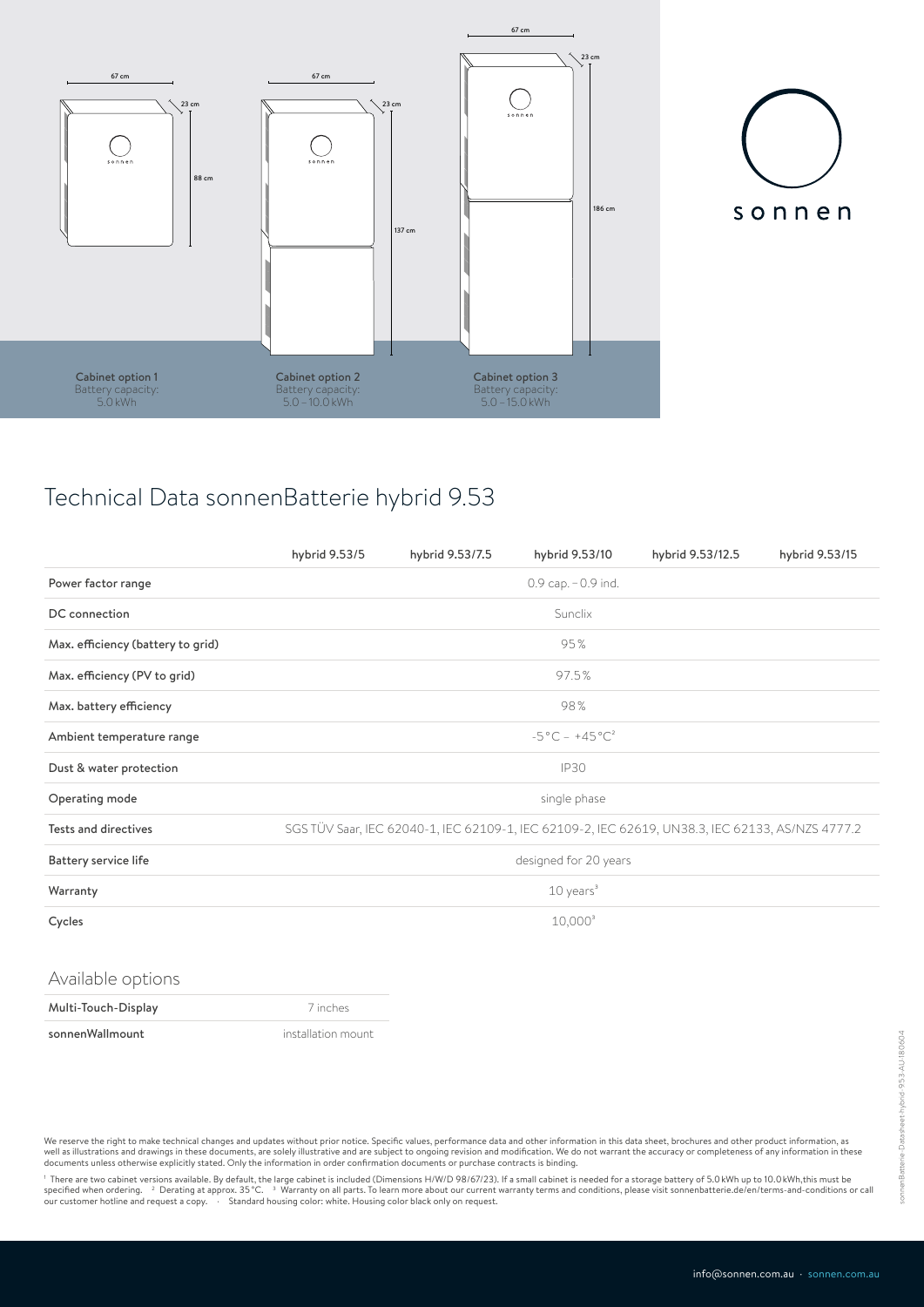67 cm

23 cm

88 cm

sonnen

Cabinet option 1
Battery capacity:
5.0 kWh

67 cm

23 cm

137 cm

sonnen

Cabinet option 2
Battery capacity:
5.0 – 10.0 kWh

67 cm

23 cm

186 cm

sonnen

Cabinet option 3
Battery capacity:
5.0 – 15.0 kWh

sonnen

# Technical Data sonnenBatterie hybrid 9.53

| | hybrid 9.53/5 | hybrid 9.53/7.5 | hybrid 9.53/10 | hybrid 9.53/12.5 | hybrid 9.53/15 |
|---|---|---|---|---|---|
| Power factor range | 0.9 cap. – 0.9 ind. | | | | |
| DC connection | Sunclix | | | | |
| Max. efficiency (battery to grid) | 95% | | | | |
| Max. efficiency (PV to grid) | 97.5% | | | | |
| Max. battery efficiency | 98% | | | | |
| Ambient temperature range | -5 °C – +45 °C[2] | | | | |
| Dust & water protection | IP30 | | | | |
| Operating mode | single phase | | | | |
| Tests and directives | SGS TÜV Saar, IEC 62040-1, IEC 62109-1, IEC 62109-2, IEC 62619, UN38.3, IEC 62133, AS/NZS 4777.2 | | | | |
| Battery service life | designed for 20 years | | | | |
| Warranty | 10 years[3] | | | | |
| Cycles | 10,000[3] | | | | |

## Available options

| | |
|---|---|
| Multi-Touch-Display | 7 inches |
| sonnenWallmount | installation mount |

We reserve the right to make technical changes and updates without prior notice. Specific values, performance data and other information in this data sheet, brochures and other product information, as well as illustrations and drawings in these documents, are solely illustrative and are subject to ongoing revision and modification. We do not warrant the accuracy or completeness of any information in these documents unless otherwise explicitly stated. Only the information in order confirmation documents or purchase contracts is binding.

[1] There are two cabinet versions available. By default, the large cabinet is included (Dimensions H/W/D 98/67/23). If a small cabinet is needed for a storage battery of 5.0 kWh up to 10.0 kWh, this must be specified when ordering. [2] Derating at approx. 35 °C. [3] Warranty on all parts. To learn more about our current warranty terms and conditions, please visit sonnenbatterie.de/en/terms-and-conditions or call our customer hotline and request a copy. · Standard housing color: white. Housing color black only on request.

sonnenBatterie-Datasheet-hybrid-9.53-AU-180604

info@sonnen.com.au · sonnen.com.au